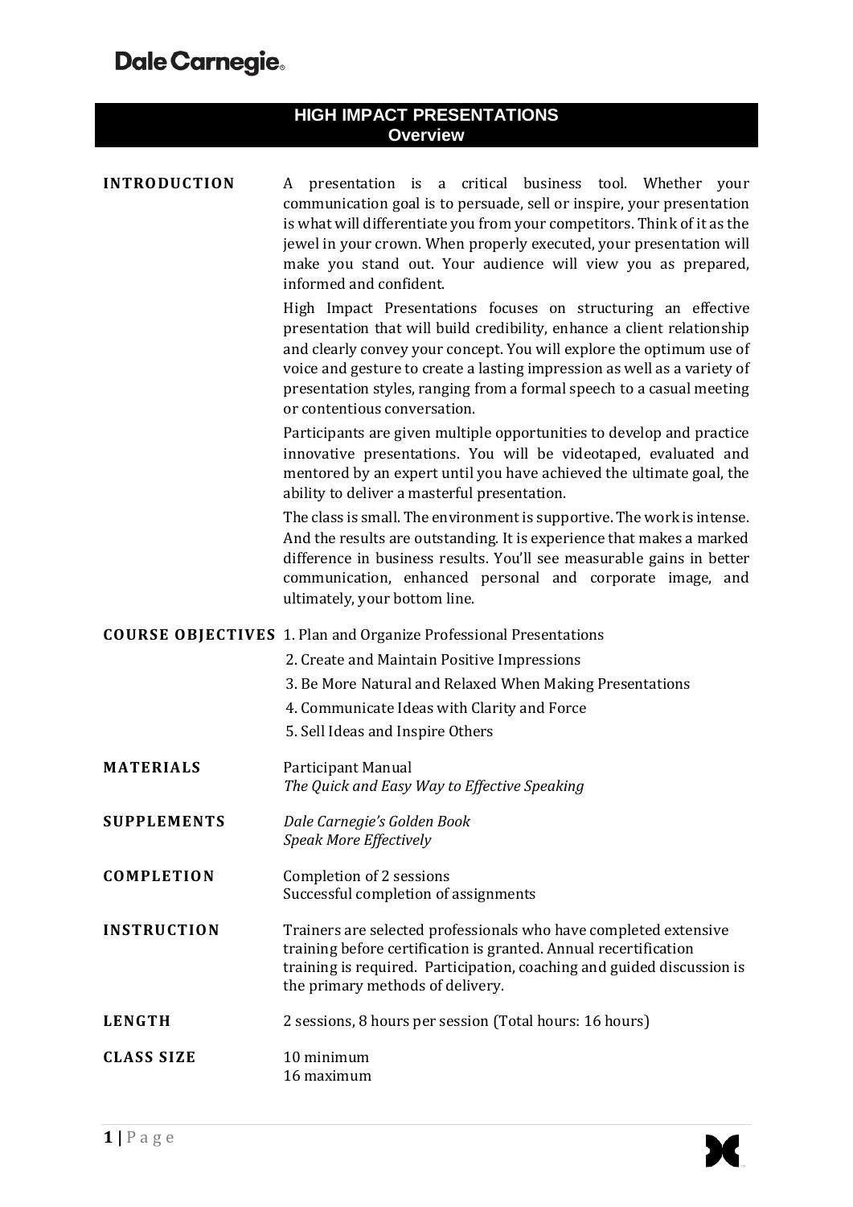# Dale Carnegie

## HIGH IMPACT PRESENTATIONS
### Overview

**INTRODUCTION**

A presentation is a critical business tool. Whether your communication goal is to persuade, sell or inspire, your presentation is what will differentiate you from your competitors. Think of it as the jewel in your crown. When properly executed, your presentation will make you stand out. Your audience will view you as prepared, informed and confident.

High Impact Presentations focuses on structuring an effective presentation that will build credibility, enhance a client relationship and clearly convey your concept. You will explore the optimum use of voice and gesture to create a lasting impression as well as a variety of presentation styles, ranging from a formal speech to a casual meeting or contentious conversation.

Participants are given multiple opportunities to develop and practice innovative presentations. You will be videotaped, evaluated and mentored by an expert until you have achieved the ultimate goal, the ability to deliver a masterful presentation.

The class is small. The environment is supportive. The work is intense. And the results are outstanding. It is experience that makes a marked difference in business results. You'll see measurable gains in better communication, enhanced personal and corporate image, and ultimately, your bottom line.

**COURSE OBJECTIVES**

1. Plan and Organize Professional Presentations
2. Create and Maintain Positive Impressions
3. Be More Natural and Relaxed When Making Presentations
4. Communicate Ideas with Clarity and Force
5. Sell Ideas and Inspire Others

**MATERIALS**

Participant Manual
*The Quick and Easy Way to Effective Speaking*

**SUPPLEMENTS**

*Dale Carnegie's Golden Book*
*Speak More Effectively*

**COMPLETION**

Completion of 2 sessions
Successful completion of assignments

**INSTRUCTION**

Trainers are selected professionals who have completed extensive training before certification is granted. Annual recertification training is required. Participation, coaching and guided discussion is the primary methods of delivery.

**LENGTH**

2 sessions, 8 hours per session (Total hours: 16 hours)

**CLASS SIZE**

10 minimum
16 maximum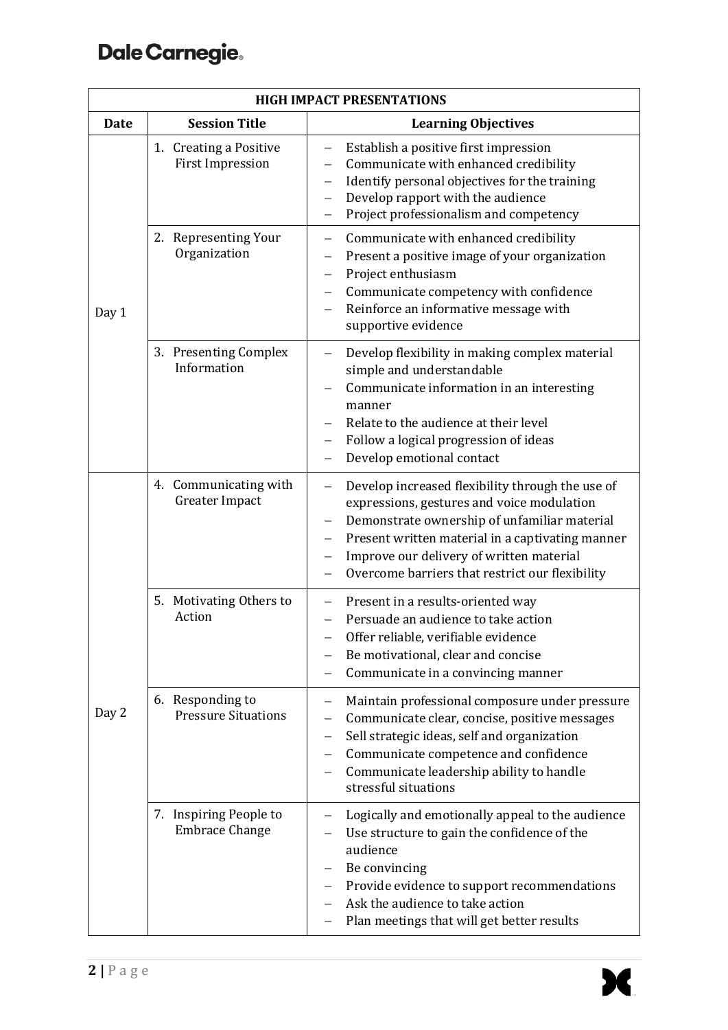Dale Carnegie

| HIGH IMPACT PRESENTATIONS | | |
|---|---|---|
| **Date** | **Session Title** | **Learning Objectives** |
| Day 1 | 1. Creating a Positive First Impression | – Establish a positive first impression<br>– Communicate with enhanced credibility<br>– Identify personal objectives for the training<br>– Develop rapport with the audience<br>– Project professionalism and competency |
| | 2. Representing Your Organization | – Communicate with enhanced credibility<br>– Present a positive image of your organization<br>– Project enthusiasm<br>– Communicate competency with confidence<br>– Reinforce an informative message with supportive evidence |
| | 3. Presenting Complex Information | – Develop flexibility in making complex material simple and understandable<br>– Communicate information in an interesting manner<br>– Relate to the audience at their level<br>– Follow a logical progression of ideas<br>– Develop emotional contact |
| Day 2 | 4. Communicating with Greater Impact | – Develop increased flexibility through the use of expressions, gestures and voice modulation<br>– Demonstrate ownership of unfamiliar material<br>– Present written material in a captivating manner<br>– Improve our delivery of written material<br>– Overcome barriers that restrict our flexibility |
| | 5. Motivating Others to Action | – Present in a results-oriented way<br>– Persuade an audience to take action<br>– Offer reliable, verifiable evidence<br>– Be motivational, clear and concise<br>– Communicate in a convincing manner |
| | 6. Responding to Pressure Situations | – Maintain professional composure under pressure<br>– Communicate clear, concise, positive messages<br>– Sell strategic ideas, self and organization<br>– Communicate competence and confidence<br>– Communicate leadership ability to handle stressful situations |
| | 7. Inspiring People to Embrace Change | – Logically and emotionally appeal to the audience<br>– Use structure to gain the confidence of the audience<br>– Be convincing<br>– Provide evidence to support recommendations<br>– Ask the audience to take action<br>– Plan meetings that will get better results |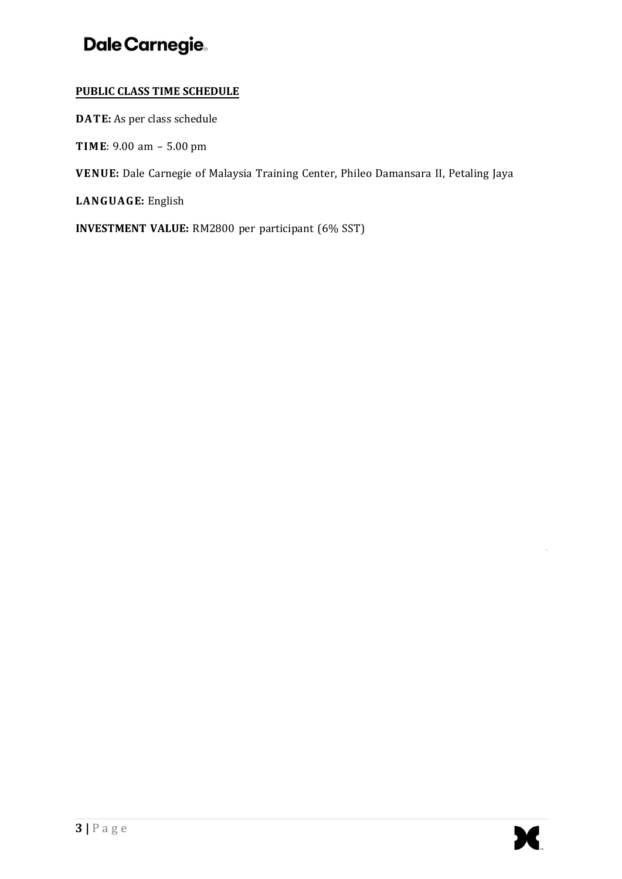**PUBLIC CLASS TIME SCHEDULE**

**DATE:** As per class schedule

**TIME**: 9.00 am – 5.00 pm

**VENUE:** Dale Carnegie of Malaysia Training Center, Phileo Damansara II, Petaling Jaya

**LANGUAGE:** English

**INVESTMENT VALUE:** RM2800 per participant (6% SST)